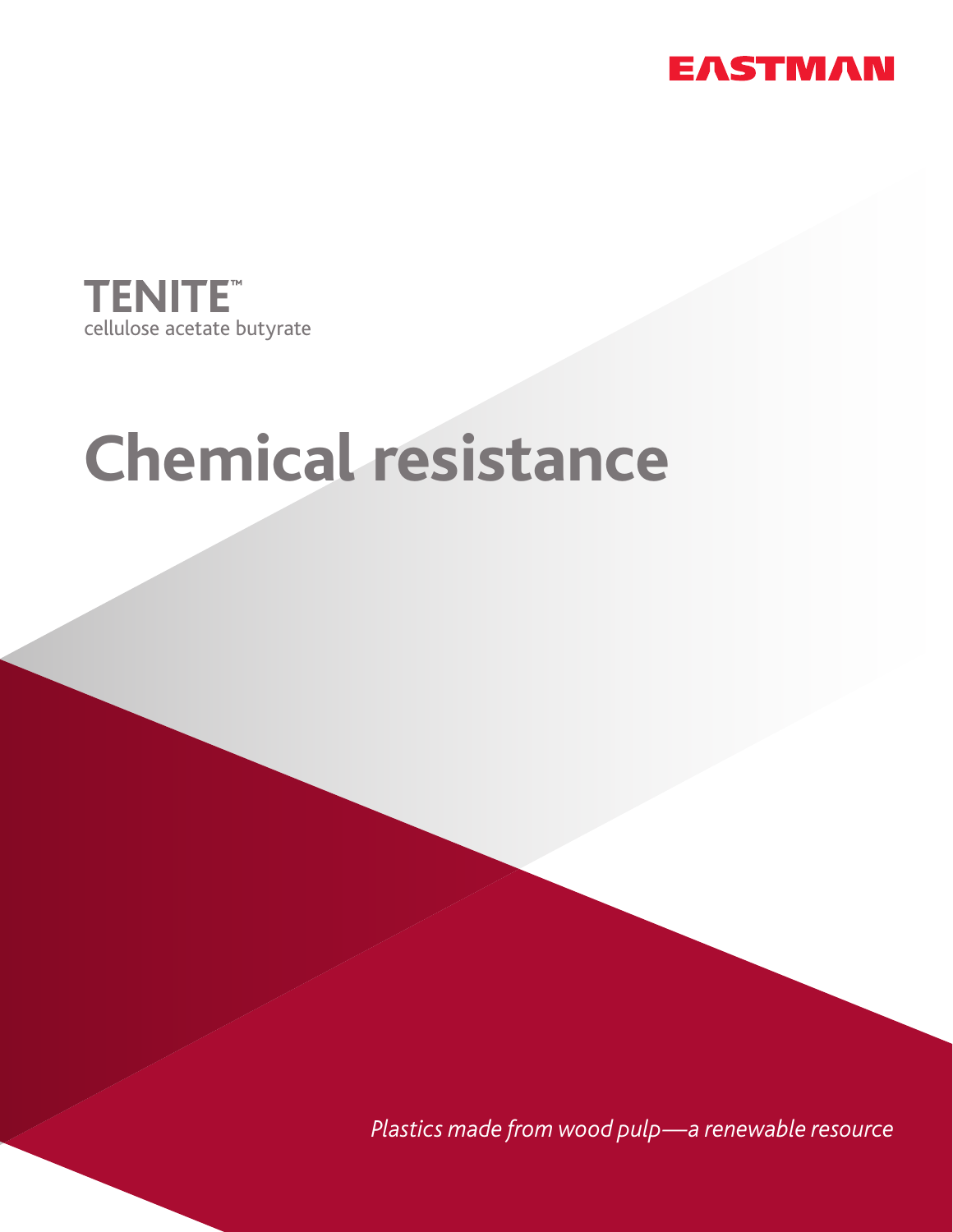EASTMAN

**TENITE™**
cellulose acetate butyrate

# Chemical resistance

*Plastics made from wood pulp—a renewable resource*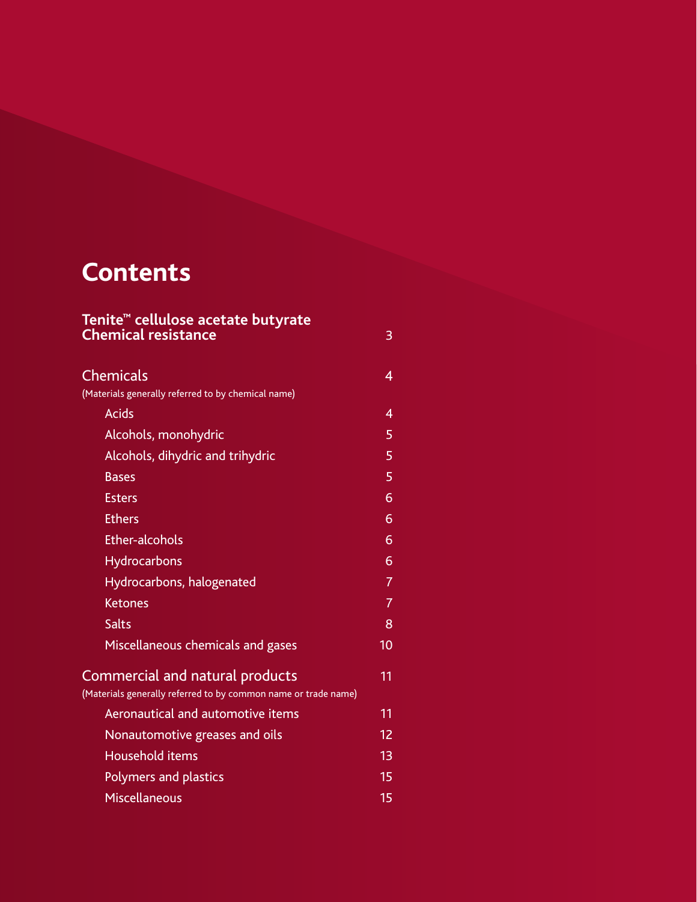# Contents

| | |
|---|---|
| **Tenite™ cellulose acetate butyrate Chemical resistance** | 3 |
| Chemicals<br>(Materials generally referred to by chemical name) | 4 |
| Acids | 4 |
| Alcohols, monohydric | 5 |
| Alcohols, dihydric and trihydric | 5 |
| Bases | 5 |
| Esters | 6 |
| Ethers | 6 |
| Ether-alcohols | 6 |
| Hydrocarbons | 6 |
| Hydrocarbons, halogenated | 7 |
| Ketones | 7 |
| Salts | 8 |
| Miscellaneous chemicals and gases | 10 |
| Commercial and natural products<br>(Materials generally referred to by common name or trade name) | 11 |
| Aeronautical and automotive items | 11 |
| Nonautomotive greases and oils | 12 |
| Household items | 13 |
| Polymers and plastics | 15 |
| Miscellaneous | 15 |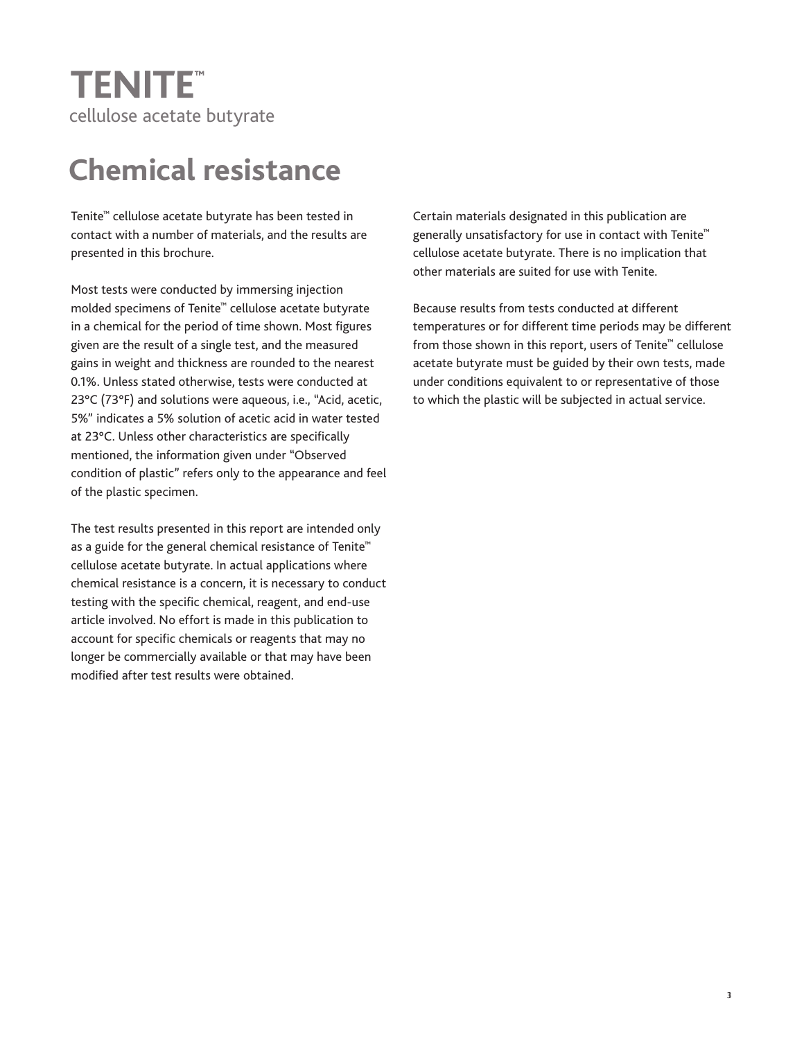# TENITE™

cellulose acetate butyrate

## Chemical resistance

Tenite™ cellulose acetate butyrate has been tested in contact with a number of materials, and the results are presented in this brochure.

Most tests were conducted by immersing injection molded specimens of Tenite™ cellulose acetate butyrate in a chemical for the period of time shown. Most figures given are the result of a single test, and the measured gains in weight and thickness are rounded to the nearest 0.1%. Unless stated otherwise, tests were conducted at 23°C (73°F) and solutions were aqueous, i.e., "Acid, acetic, 5%" indicates a 5% solution of acetic acid in water tested at 23°C. Unless other characteristics are specifically mentioned, the information given under "Observed condition of plastic" refers only to the appearance and feel of the plastic specimen.

The test results presented in this report are intended only as a guide for the general chemical resistance of Tenite™ cellulose acetate butyrate. In actual applications where chemical resistance is a concern, it is necessary to conduct testing with the specific chemical, reagent, and end-use article involved. No effort is made in this publication to account for specific chemicals or reagents that may no longer be commercially available or that may have been modified after test results were obtained.

Certain materials designated in this publication are generally unsatisfactory for use in contact with Tenite™ cellulose acetate butyrate. There is no implication that other materials are suited for use with Tenite.

Because results from tests conducted at different temperatures or for different time periods may be different from those shown in this report, users of Tenite™ cellulose acetate butyrate must be guided by their own tests, made under conditions equivalent to or representative of those to which the plastic will be subjected in actual service.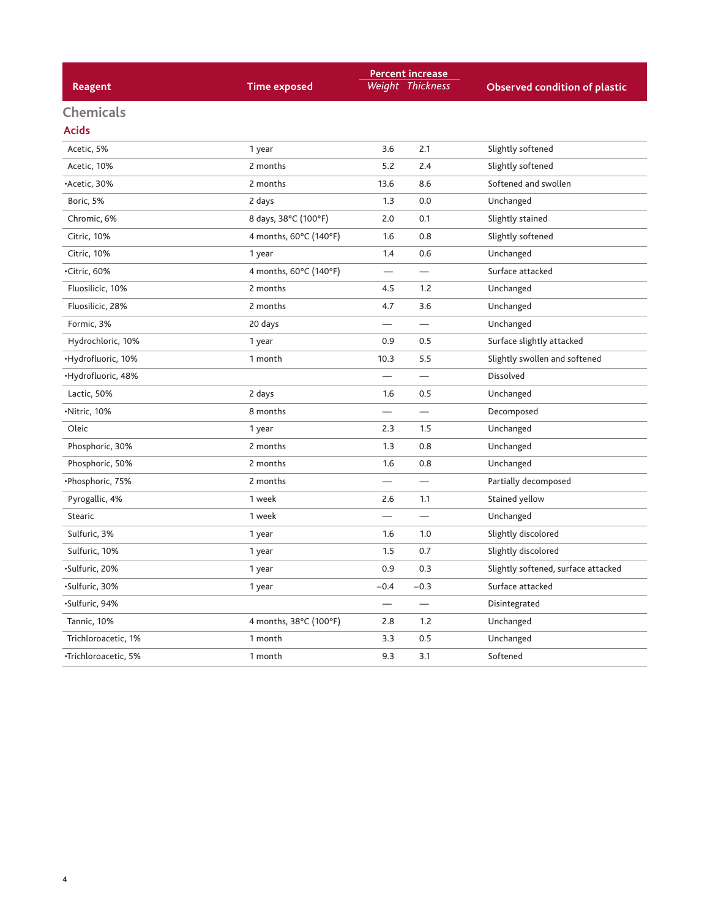| Reagent | Time exposed | Percent increase | | Observed condition of plastic |
|---|---|---|---|---|
| | | *Weight* | *Thickness* | |

## Chemicals

### Acids

| Reagent | Time exposed | Weight | Thickness | Observed condition of plastic |
|---|---|---|---|---|
| Acetic, 5% | 1 year | 3.6 | 2.1 | Slightly softened |
| Acetic, 10% | 2 months | 5.2 | 2.4 | Slightly softened |
| •Acetic, 30% | 2 months | 13.6 | 8.6 | Softened and swollen |
| Boric, 5% | 2 days | 1.3 | 0.0 | Unchanged |
| Chromic, 6% | 8 days, 38°C (100°F) | 2.0 | 0.1 | Slightly stained |
| Citric, 10% | 4 months, 60°C (140°F) | 1.6 | 0.8 | Slightly softened |
| Citric, 10% | 1 year | 1.4 | 0.6 | Unchanged |
| •Citric, 60% | 4 months, 60°C (140°F) | — | — | Surface attacked |
| Fluosilicic, 10% | 2 months | 4.5 | 1.2 | Unchanged |
| Fluosilicic, 28% | 2 months | 4.7 | 3.6 | Unchanged |
| Formic, 3% | 20 days | — | — | Unchanged |
| Hydrochloric, 10% | 1 year | 0.9 | 0.5 | Surface slightly attacked |
| •Hydrofluoric, 10% | 1 month | 10.3 | 5.5 | Slightly swollen and softened |
| •Hydrofluoric, 48% | | — | — | Dissolved |
| Lactic, 50% | 2 days | 1.6 | 0.5 | Unchanged |
| •Nitric, 10% | 8 months | — | — | Decomposed |
| Oleic | 1 year | 2.3 | 1.5 | Unchanged |
| Phosphoric, 30% | 2 months | 1.3 | 0.8 | Unchanged |
| Phosphoric, 50% | 2 months | 1.6 | 0.8 | Unchanged |
| •Phosphoric, 75% | 2 months | — | — | Partially decomposed |
| Pyrogallic, 4% | 1 week | 2.6 | 1.1 | Stained yellow |
| Stearic | 1 week | — | — | Unchanged |
| Sulfuric, 3% | 1 year | 1.6 | 1.0 | Slightly discolored |
| Sulfuric, 10% | 1 year | 1.5 | 0.7 | Slightly discolored |
| •Sulfuric, 20% | 1 year | 0.9 | 0.3 | Slightly softened, surface attacked |
| •Sulfuric, 30% | 1 year | −0.4 | −0.3 | Surface attacked |
| •Sulfuric, 94% | | — | — | Disintegrated |
| Tannic, 10% | 4 months, 38°C (100°F) | 2.8 | 1.2 | Unchanged |
| Trichloroacetic, 1% | 1 month | 3.3 | 0.5 | Unchanged |
| •Trichloroacetic, 5% | 1 month | 9.3 | 3.1 | Softened |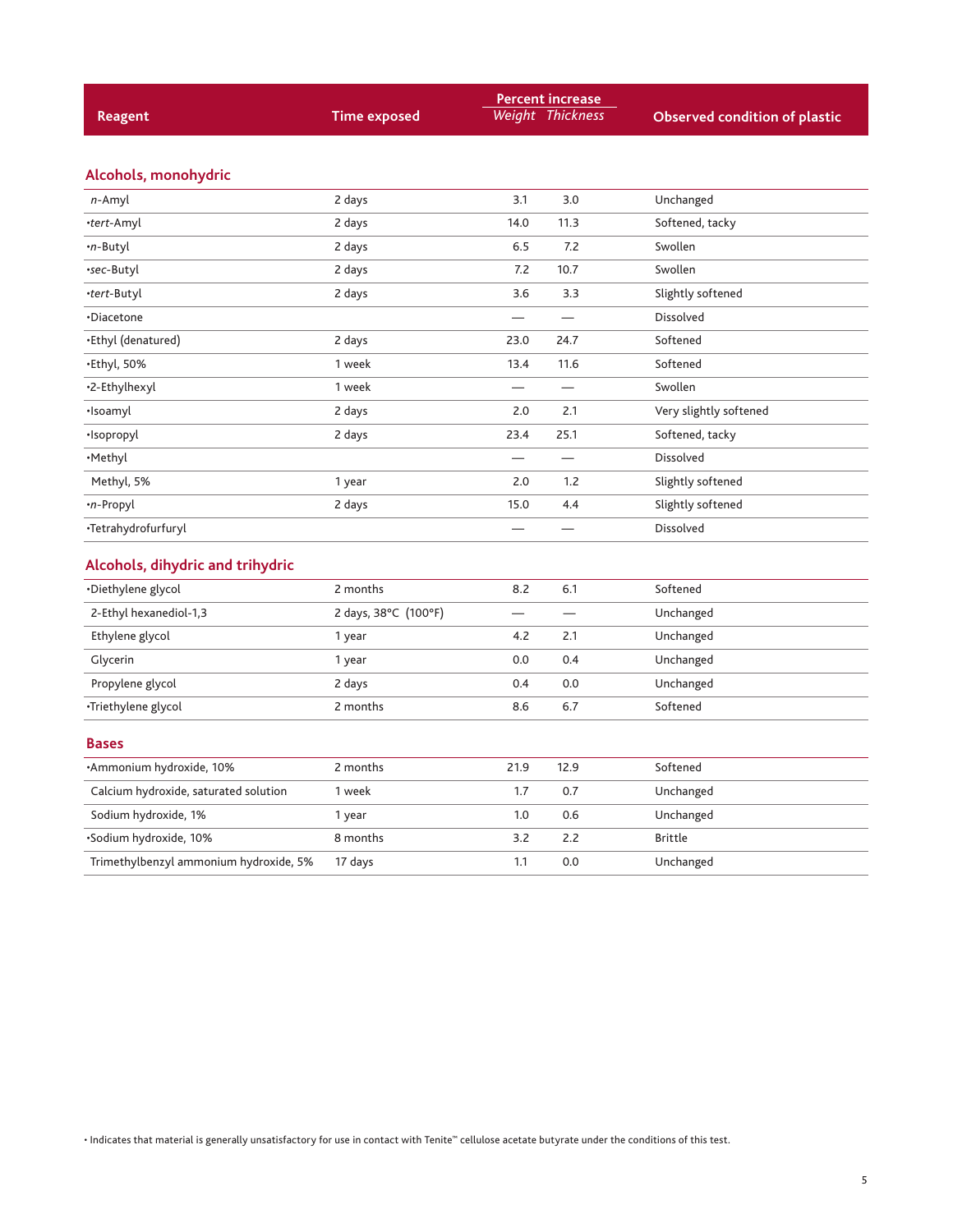| Reagent | Time exposed | Percent increase | | Observed condition of plastic |
|---|---|---|---|---|
| | | Weight | Thickness | |
| **Alcohols, monohydric** | | | | |
| *n*-Amyl | 2 days | 3.1 | 3.0 | Unchanged |
| •*tert*-Amyl | 2 days | 14.0 | 11.3 | Softened, tacky |
| •*n*-Butyl | 2 days | 6.5 | 7.2 | Swollen |
| •*sec*-Butyl | 2 days | 7.2 | 10.7 | Swollen |
| •*tert*-Butyl | 2 days | 3.6 | 3.3 | Slightly softened |
| •Diacetone | | — | — | Dissolved |
| •Ethyl (denatured) | 2 days | 23.0 | 24.7 | Softened |
| •Ethyl, 50% | 1 week | 13.4 | 11.6 | Softened |
| •2-Ethylhexyl | 1 week | — | — | Swollen |
| •Isoamyl | 2 days | 2.0 | 2.1 | Very slightly softened |
| •Isopropyl | 2 days | 23.4 | 25.1 | Softened, tacky |
| •Methyl | | — | — | Dissolved |
| Methyl, 5% | 1 year | 2.0 | 1.2 | Slightly softened |
| •*n*-Propyl | 2 days | 15.0 | 4.4 | Slightly softened |
| •Tetrahydrofurfuryl | | — | — | Dissolved |
| **Alcohols, dihydric and trihydric** | | | | |
| •Diethylene glycol | 2 months | 8.2 | 6.1 | Softened |
| 2-Ethyl hexanediol-1,3 | 2 days, 38°C (100°F) | — | — | Unchanged |
| Ethylene glycol | 1 year | 4.2 | 2.1 | Unchanged |
| Glycerin | 1 year | 0.0 | 0.4 | Unchanged |
| Propylene glycol | 2 days | 0.4 | 0.0 | Unchanged |
| •Triethylene glycol | 2 months | 8.6 | 6.7 | Softened |
| **Bases** | | | | |
| •Ammonium hydroxide, 10% | 2 months | 21.9 | 12.9 | Softened |
| Calcium hydroxide, saturated solution | 1 week | 1.7 | 0.7 | Unchanged |
| Sodium hydroxide, 1% | 1 year | 1.0 | 0.6 | Unchanged |
| •Sodium hydroxide, 10% | 8 months | 3.2 | 2.2 | Brittle |
| Trimethylbenzyl ammonium hydroxide, 5% | 17 days | 1.1 | 0.0 | Unchanged |

• Indicates that material is generally unsatisfactory for use in contact with Tenite™ cellulose acetate butyrate under the conditions of this test.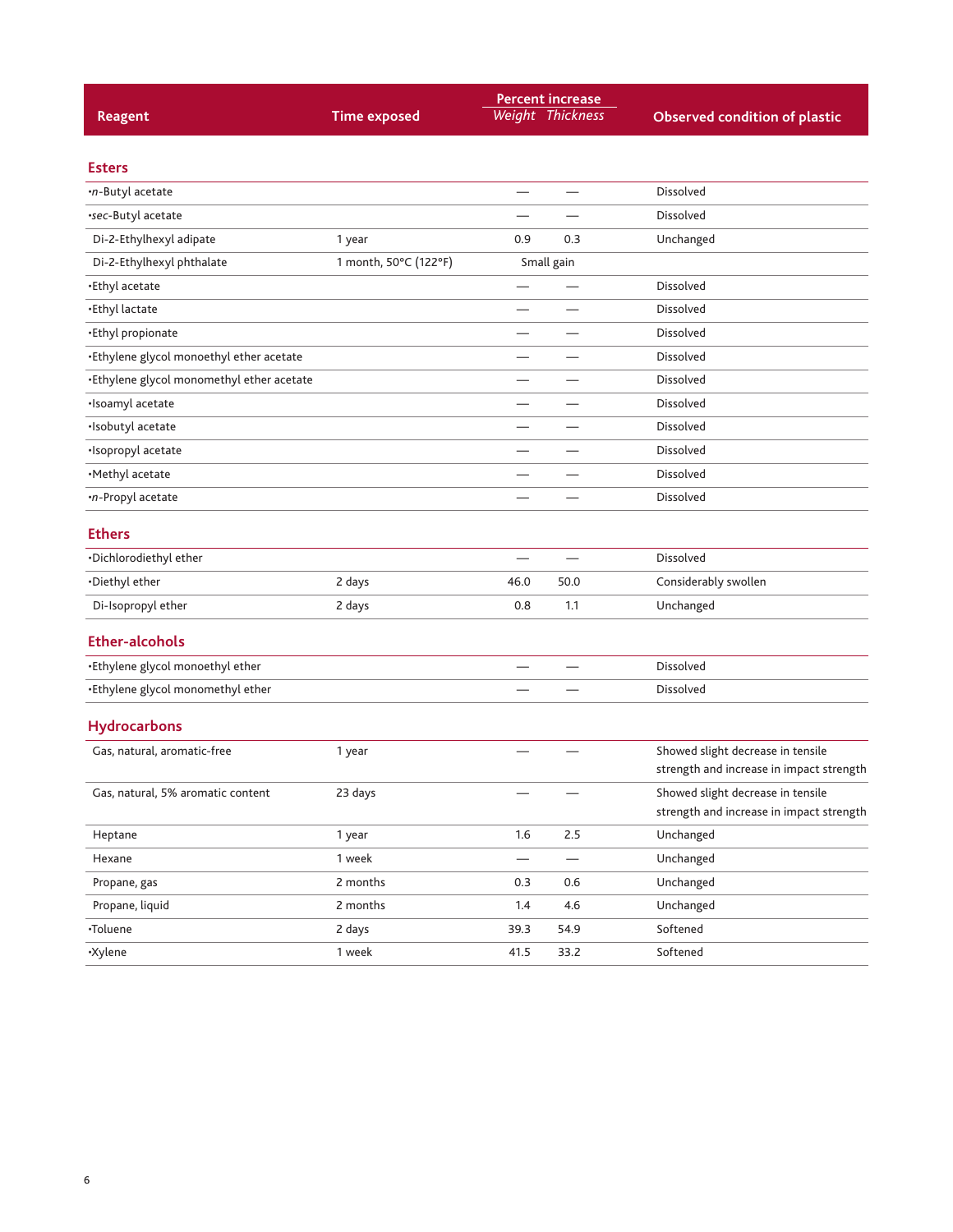| Reagent | Time exposed | Percent increase | | Observed condition of plastic |
|---|---|---|---|---|
| | | *Weight* | *Thickness* | |
| **Esters** | | | | |
| •*n*-Butyl acetate | | — | — | Dissolved |
| •*sec*-Butyl acetate | | — | — | Dissolved |
| Di-2-Ethylhexyl adipate | 1 year | 0.9 | 0.3 | Unchanged |
| Di-2-Ethylhexyl phthalate | 1 month, 50°C (122°F) | Small gain | | |
| •Ethyl acetate | | — | — | Dissolved |
| •Ethyl lactate | | — | — | Dissolved |
| •Ethyl propionate | | — | — | Dissolved |
| •Ethylene glycol monoethyl ether acetate | | — | — | Dissolved |
| •Ethylene glycol monomethyl ether acetate | | — | — | Dissolved |
| •Isoamyl acetate | | — | — | Dissolved |
| •Isobutyl acetate | | — | — | Dissolved |
| •Isopropyl acetate | | — | — | Dissolved |
| •Methyl acetate | | — | — | Dissolved |
| •*n*-Propyl acetate | | — | — | Dissolved |
| **Ethers** | | | | |
| •Dichlorodiethyl ether | | — | — | Dissolved |
| •Diethyl ether | 2 days | 46.0 | 50.0 | Considerably swollen |
| Di-Isopropyl ether | 2 days | 0.8 | 1.1 | Unchanged |
| **Ether-alcohols** | | | | |
| •Ethylene glycol monoethyl ether | | — | — | Dissolved |
| •Ethylene glycol monomethyl ether | | — | — | Dissolved |
| **Hydrocarbons** | | | | |
| Gas, natural, aromatic-free | 1 year | — | — | Showed slight decrease in tensile strength and increase in impact strength |
| Gas, natural, 5% aromatic content | 23 days | — | — | Showed slight decrease in tensile strength and increase in impact strength |
| Heptane | 1 year | 1.6 | 2.5 | Unchanged |
| Hexane | 1 week | — | — | Unchanged |
| Propane, gas | 2 months | 0.3 | 0.6 | Unchanged |
| Propane, liquid | 2 months | 1.4 | 4.6 | Unchanged |
| •Toluene | 2 days | 39.3 | 54.9 | Softened |
| •Xylene | 1 week | 41.5 | 33.2 | Softened |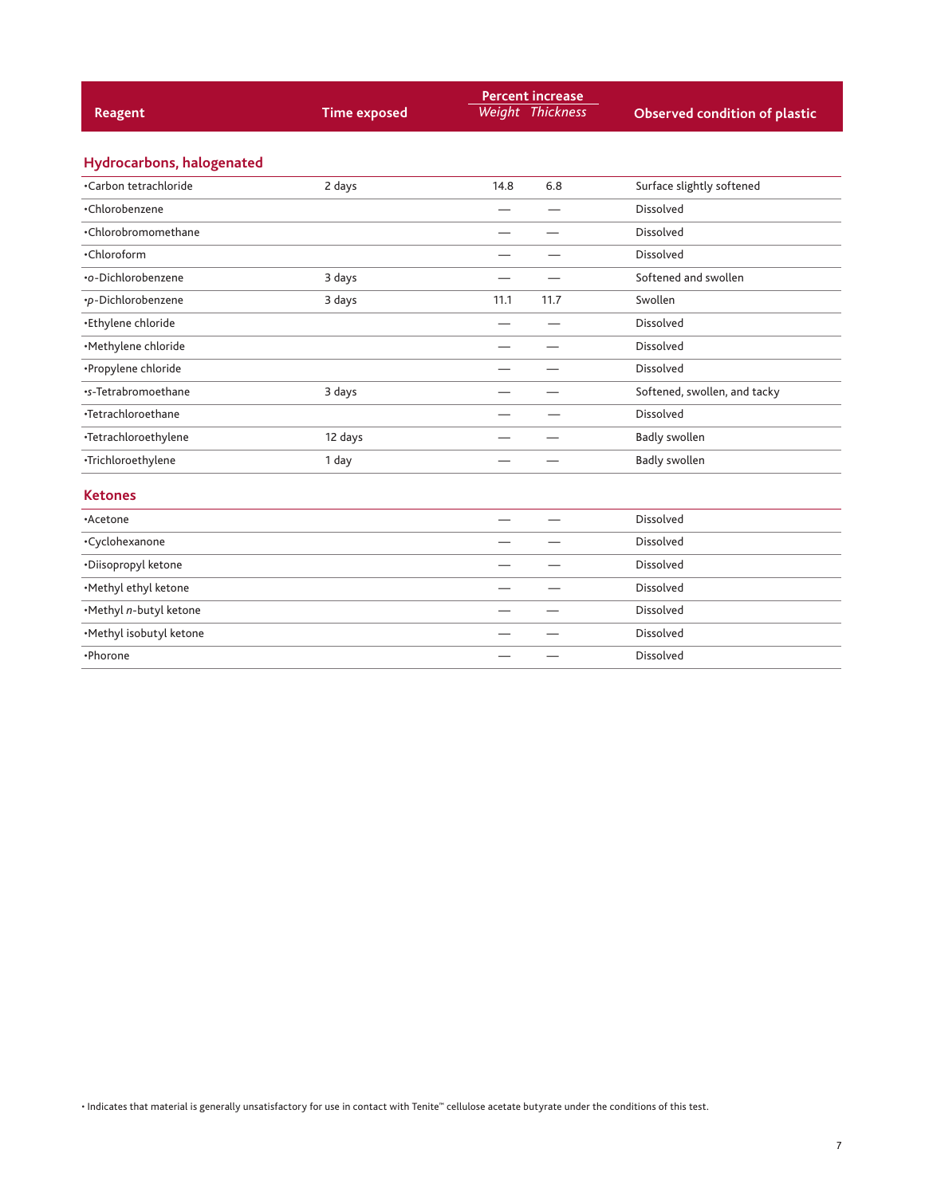| Reagent | Time exposed | Percent increase | | Observed condition of plastic |
|---|---|---|---|---|
| | | Weight | Thickness | |
| **Hydrocarbons, halogenated** | | | | |
| •Carbon tetrachloride | 2 days | 14.8 | 6.8 | Surface slightly softened |
| •Chlorobenzene | | — | — | Dissolved |
| •Chlorobromomethane | | — | — | Dissolved |
| •Chloroform | | — | — | Dissolved |
| •*o*-Dichlorobenzene | 3 days | — | — | Softened and swollen |
| •*p*-Dichlorobenzene | 3 days | 11.1 | 11.7 | Swollen |
| •Ethylene chloride | | — | — | Dissolved |
| •Methylene chloride | | — | — | Dissolved |
| •Propylene chloride | | — | — | Dissolved |
| •*s*-Tetrabromoethane | 3 days | — | — | Softened, swollen, and tacky |
| •Tetrachloroethane | | — | — | Dissolved |
| •Tetrachloroethylene | 12 days | — | — | Badly swollen |
| •Trichloroethylene | 1 day | — | — | Badly swollen |
| **Ketones** | | | | |
| •Acetone | | — | — | Dissolved |
| •Cyclohexanone | | — | — | Dissolved |
| •Diisopropyl ketone | | — | — | Dissolved |
| •Methyl ethyl ketone | | — | — | Dissolved |
| •Methyl *n*-butyl ketone | | — | — | Dissolved |
| •Methyl isobutyl ketone | | — | — | Dissolved |
| •Phorone | | — | — | Dissolved |

• Indicates that material is generally unsatisfactory for use in contact with Tenite™ cellulose acetate butyrate under the conditions of this test.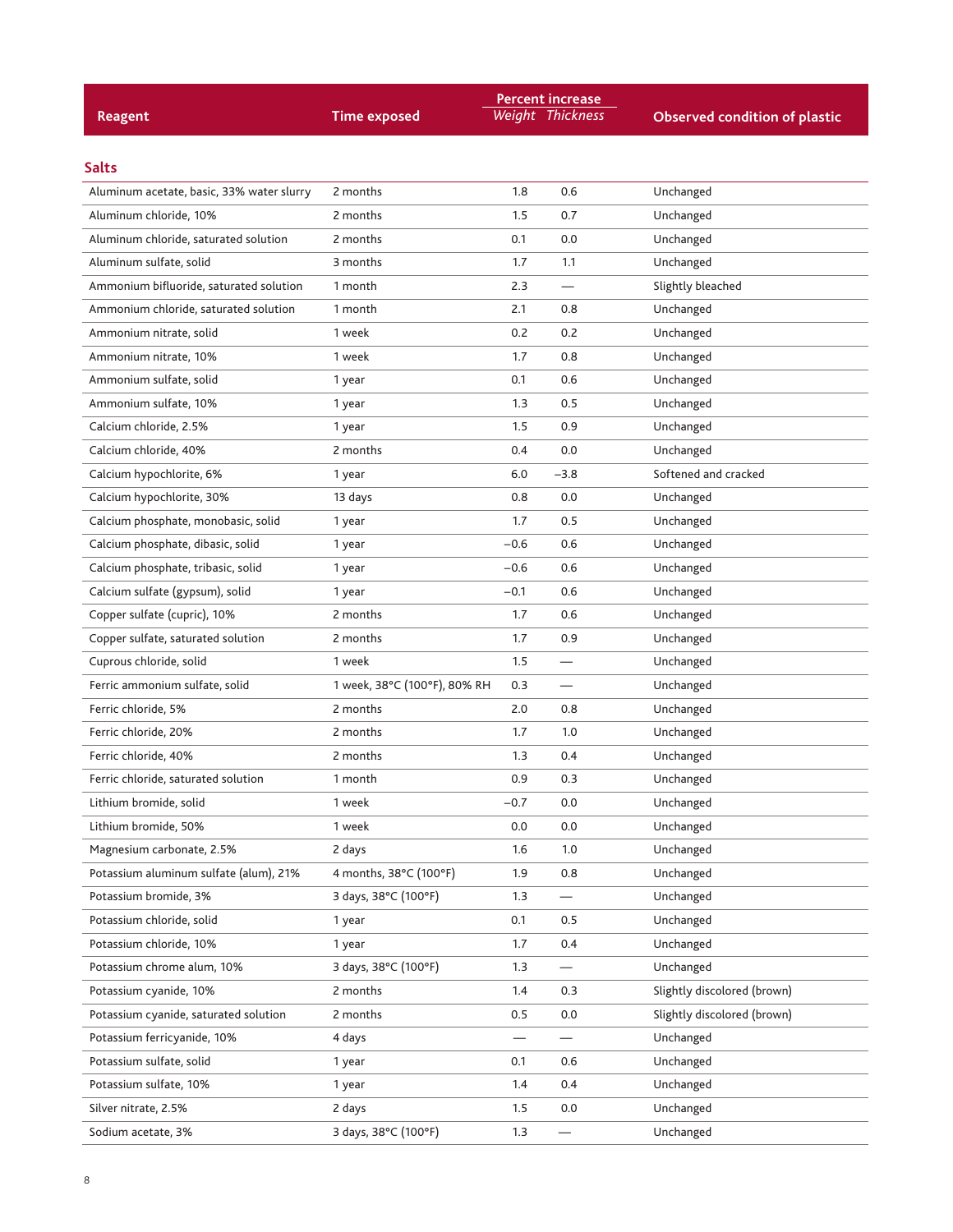| Reagent | Time exposed | Percent increase | | Observed condition of plastic |
|---|---|---|---|---|
| | | Weight | Thickness | |
| **Salts** | | | | |
| Aluminum acetate, basic, 33% water slurry | 2 months | 1.8 | 0.6 | Unchanged |
| Aluminum chloride, 10% | 2 months | 1.5 | 0.7 | Unchanged |
| Aluminum chloride, saturated solution | 2 months | 0.1 | 0.0 | Unchanged |
| Aluminum sulfate, solid | 3 months | 1.7 | 1.1 | Unchanged |
| Ammonium bifluoride, saturated solution | 1 month | 2.3 | — | Slightly bleached |
| Ammonium chloride, saturated solution | 1 month | 2.1 | 0.8 | Unchanged |
| Ammonium nitrate, solid | 1 week | 0.2 | 0.2 | Unchanged |
| Ammonium nitrate, 10% | 1 week | 1.7 | 0.8 | Unchanged |
| Ammonium sulfate, solid | 1 year | 0.1 | 0.6 | Unchanged |
| Ammonium sulfate, 10% | 1 year | 1.3 | 0.5 | Unchanged |
| Calcium chloride, 2.5% | 1 year | 1.5 | 0.9 | Unchanged |
| Calcium chloride, 40% | 2 months | 0.4 | 0.0 | Unchanged |
| Calcium hypochlorite, 6% | 1 year | 6.0 | −3.8 | Softened and cracked |
| Calcium hypochlorite, 30% | 13 days | 0.8 | 0.0 | Unchanged |
| Calcium phosphate, monobasic, solid | 1 year | 1.7 | 0.5 | Unchanged |
| Calcium phosphate, dibasic, solid | 1 year | −0.6 | 0.6 | Unchanged |
| Calcium phosphate, tribasic, solid | 1 year | −0.6 | 0.6 | Unchanged |
| Calcium sulfate (gypsum), solid | 1 year | −0.1 | 0.6 | Unchanged |
| Copper sulfate (cupric), 10% | 2 months | 1.7 | 0.6 | Unchanged |
| Copper sulfate, saturated solution | 2 months | 1.7 | 0.9 | Unchanged |
| Cuprous chloride, solid | 1 week | 1.5 | — | Unchanged |
| Ferric ammonium sulfate, solid | 1 week, 38°C (100°F), 80% RH | 0.3 | — | Unchanged |
| Ferric chloride, 5% | 2 months | 2.0 | 0.8 | Unchanged |
| Ferric chloride, 20% | 2 months | 1.7 | 1.0 | Unchanged |
| Ferric chloride, 40% | 2 months | 1.3 | 0.4 | Unchanged |
| Ferric chloride, saturated solution | 1 month | 0.9 | 0.3 | Unchanged |
| Lithium bromide, solid | 1 week | −0.7 | 0.0 | Unchanged |
| Lithium bromide, 50% | 1 week | 0.0 | 0.0 | Unchanged |
| Magnesium carbonate, 2.5% | 2 days | 1.6 | 1.0 | Unchanged |
| Potassium aluminum sulfate (alum), 21% | 4 months, 38°C (100°F) | 1.9 | 0.8 | Unchanged |
| Potassium bromide, 3% | 3 days, 38°C (100°F) | 1.3 | — | Unchanged |
| Potassium chloride, solid | 1 year | 0.1 | 0.5 | Unchanged |
| Potassium chloride, 10% | 1 year | 1.7 | 0.4 | Unchanged |
| Potassium chrome alum, 10% | 3 days, 38°C (100°F) | 1.3 | — | Unchanged |
| Potassium cyanide, 10% | 2 months | 1.4 | 0.3 | Slightly discolored (brown) |
| Potassium cyanide, saturated solution | 2 months | 0.5 | 0.0 | Slightly discolored (brown) |
| Potassium ferricyanide, 10% | 4 days | — | — | Unchanged |
| Potassium sulfate, solid | 1 year | 0.1 | 0.6 | Unchanged |
| Potassium sulfate, 10% | 1 year | 1.4 | 0.4 | Unchanged |
| Silver nitrate, 2.5% | 2 days | 1.5 | 0.0 | Unchanged |
| Sodium acetate, 3% | 3 days, 38°C (100°F) | 1.3 | — | Unchanged |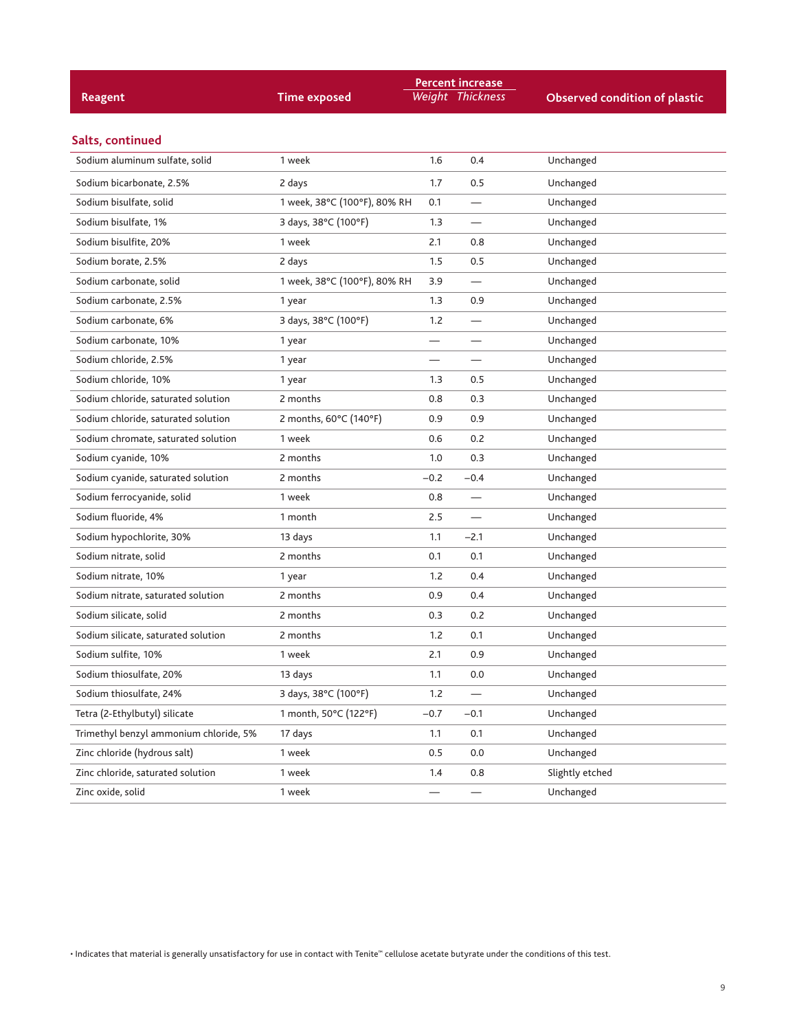| Reagent | Time exposed | Percent increase | | Observed condition of plastic |
|---|---|---|---|---|
| | | Weight | Thickness | |
| **Salts, continued** | | | | |
| Sodium aluminum sulfate, solid | 1 week | 1.6 | 0.4 | Unchanged |
| Sodium bicarbonate, 2.5% | 2 days | 1.7 | 0.5 | Unchanged |
| Sodium bisulfate, solid | 1 week, 38°C (100°F), 80% RH | 0.1 | — | Unchanged |
| Sodium bisulfate, 1% | 3 days, 38°C (100°F) | 1.3 | — | Unchanged |
| Sodium bisulfite, 20% | 1 week | 2.1 | 0.8 | Unchanged |
| Sodium borate, 2.5% | 2 days | 1.5 | 0.5 | Unchanged |
| Sodium carbonate, solid | 1 week, 38°C (100°F), 80% RH | 3.9 | — | Unchanged |
| Sodium carbonate, 2.5% | 1 year | 1.3 | 0.9 | Unchanged |
| Sodium carbonate, 6% | 3 days, 38°C (100°F) | 1.2 | — | Unchanged |
| Sodium carbonate, 10% | 1 year | — | — | Unchanged |
| Sodium chloride, 2.5% | 1 year | — | — | Unchanged |
| Sodium chloride, 10% | 1 year | 1.3 | 0.5 | Unchanged |
| Sodium chloride, saturated solution | 2 months | 0.8 | 0.3 | Unchanged |
| Sodium chloride, saturated solution | 2 months, 60°C (140°F) | 0.9 | 0.9 | Unchanged |
| Sodium chromate, saturated solution | 1 week | 0.6 | 0.2 | Unchanged |
| Sodium cyanide, 10% | 2 months | 1.0 | 0.3 | Unchanged |
| Sodium cyanide, saturated solution | 2 months | −0.2 | −0.4 | Unchanged |
| Sodium ferrocyanide, solid | 1 week | 0.8 | — | Unchanged |
| Sodium fluoride, 4% | 1 month | 2.5 | — | Unchanged |
| Sodium hypochlorite, 30% | 13 days | 1.1 | −2.1 | Unchanged |
| Sodium nitrate, solid | 2 months | 0.1 | 0.1 | Unchanged |
| Sodium nitrate, 10% | 1 year | 1.2 | 0.4 | Unchanged |
| Sodium nitrate, saturated solution | 2 months | 0.9 | 0.4 | Unchanged |
| Sodium silicate, solid | 2 months | 0.3 | 0.2 | Unchanged |
| Sodium silicate, saturated solution | 2 months | 1.2 | 0.1 | Unchanged |
| Sodium sulfite, 10% | 1 week | 2.1 | 0.9 | Unchanged |
| Sodium thiosulfate, 20% | 13 days | 1.1 | 0.0 | Unchanged |
| Sodium thiosulfate, 24% | 3 days, 38°C (100°F) | 1.2 | — | Unchanged |
| Tetra (2-Ethylbutyl) silicate | 1 month, 50°C (122°F) | −0.7 | −0.1 | Unchanged |
| Trimethyl benzyl ammonium chloride, 5% | 17 days | 1.1 | 0.1 | Unchanged |
| Zinc chloride (hydrous salt) | 1 week | 0.5 | 0.0 | Unchanged |
| Zinc chloride, saturated solution | 1 week | 1.4 | 0.8 | Slightly etched |
| Zinc oxide, solid | 1 week | — | — | Unchanged |

• Indicates that material is generally unsatisfactory for use in contact with Tenite™ cellulose acetate butyrate under the conditions of this test.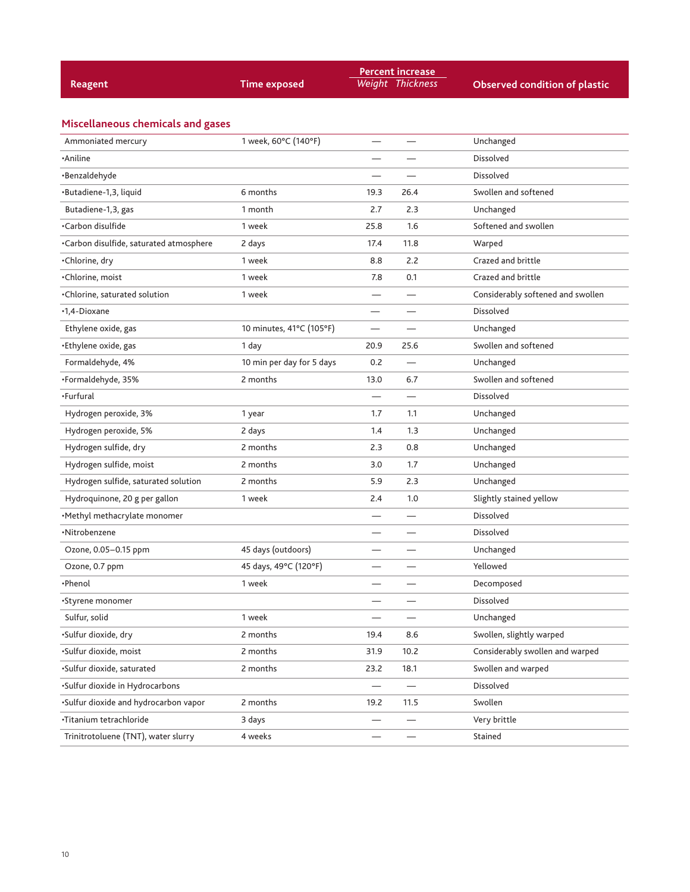| Reagent | Time exposed | Percent increase | | Observed condition of plastic |
|---|---|---|---|---|
| | | Weight | Thickness | |

## Miscellaneous chemicals and gases

| Reagent | Time exposed | Weight | Thickness | Observed condition of plastic |
|---|---|---|---|---|
| Ammoniated mercury | 1 week, 60°C (140°F) | — | — | Unchanged |
| •Aniline | | — | — | Dissolved |
| •Benzaldehyde | | — | — | Dissolved |
| •Butadiene-1,3, liquid | 6 months | 19.3 | 26.4 | Swollen and softened |
| Butadiene-1,3, gas | 1 month | 2.7 | 2.3 | Unchanged |
| •Carbon disulfide | 1 week | 25.8 | 1.6 | Softened and swollen |
| •Carbon disulfide, saturated atmosphere | 2 days | 17.4 | 11.8 | Warped |
| •Chlorine, dry | 1 week | 8.8 | 2.2 | Crazed and brittle |
| •Chlorine, moist | 1 week | 7.8 | 0.1 | Crazed and brittle |
| •Chlorine, saturated solution | 1 week | — | — | Considerably softened and swollen |
| •1,4-Dioxane | | — | — | Dissolved |
| Ethylene oxide, gas | 10 minutes, 41°C (105°F) | — | — | Unchanged |
| •Ethylene oxide, gas | 1 day | 20.9 | 25.6 | Swollen and softened |
| Formaldehyde, 4% | 10 min per day for 5 days | 0.2 | — | Unchanged |
| •Formaldehyde, 35% | 2 months | 13.0 | 6.7 | Swollen and softened |
| •Furfural | | — | — | Dissolved |
| Hydrogen peroxide, 3% | 1 year | 1.7 | 1.1 | Unchanged |
| Hydrogen peroxide, 5% | 2 days | 1.4 | 1.3 | Unchanged |
| Hydrogen sulfide, dry | 2 months | 2.3 | 0.8 | Unchanged |
| Hydrogen sulfide, moist | 2 months | 3.0 | 1.7 | Unchanged |
| Hydrogen sulfide, saturated solution | 2 months | 5.9 | 2.3 | Unchanged |
| Hydroquinone, 20 g per gallon | 1 week | 2.4 | 1.0 | Slightly stained yellow |
| •Methyl methacrylate monomer | | — | — | Dissolved |
| •Nitrobenzene | | — | — | Dissolved |
| Ozone, 0.05–0.15 ppm | 45 days (outdoors) | — | — | Unchanged |
| Ozone, 0.7 ppm | 45 days, 49°C (120°F) | — | — | Yellowed |
| •Phenol | 1 week | — | — | Decomposed |
| •Styrene monomer | | — | — | Dissolved |
| Sulfur, solid | 1 week | — | — | Unchanged |
| •Sulfur dioxide, dry | 2 months | 19.4 | 8.6 | Swollen, slightly warped |
| •Sulfur dioxide, moist | 2 months | 31.9 | 10.2 | Considerably swollen and warped |
| •Sulfur dioxide, saturated | 2 months | 23.2 | 18.1 | Swollen and warped |
| •Sulfur dioxide in Hydrocarbons | | — | — | Dissolved |
| •Sulfur dioxide and hydrocarbon vapor | 2 months | 19.2 | 11.5 | Swollen |
| •Titanium tetrachloride | 3 days | — | — | Very brittle |
| Trinitrotoluene (TNT), water slurry | 4 weeks | — | — | Stained |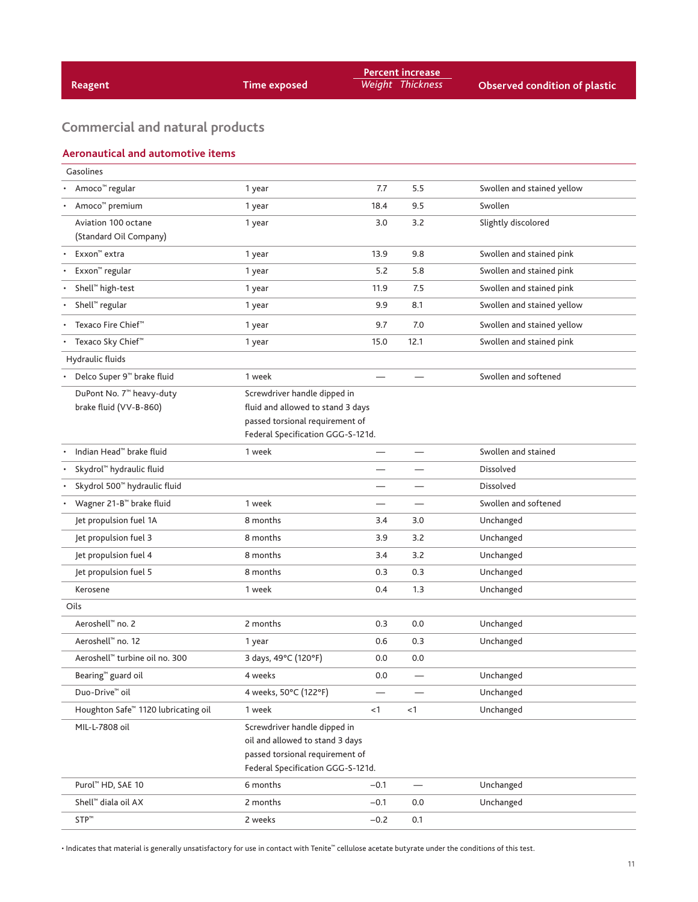| Reagent | Time exposed | Percent increase | | Observed condition of plastic |
|---|---|---|---|---|
| | | Weight | Thickness | |

## Commercial and natural products

### Aeronautical and automotive items

| Reagent | Time exposed | Weight | Thickness | Observed condition of plastic |
|---|---|---|---|---|
| Gasolines | | | | |
| • Amoco™ regular | 1 year | 7.7 | 5.5 | Swollen and stained yellow |
| • Amoco™ premium | 1 year | 18.4 | 9.5 | Swollen |
| Aviation 100 octane (Standard Oil Company) | 1 year | 3.0 | 3.2 | Slightly discolored |
| • Exxon™ extra | 1 year | 13.9 | 9.8 | Swollen and stained pink |
| • Exxon™ regular | 1 year | 5.2 | 5.8 | Swollen and stained pink |
| • Shell™ high-test | 1 year | 11.9 | 7.5 | Swollen and stained pink |
| • Shell™ regular | 1 year | 9.9 | 8.1 | Swollen and stained yellow |
| • Texaco Fire Chief™ | 1 year | 9.7 | 7.0 | Swollen and stained yellow |
| • Texaco Sky Chief™ | 1 year | 15.0 | 12.1 | Swollen and stained pink |
| Hydraulic fluids | | | | |
| • Delco Super 9™ brake fluid | 1 week | — | — | Swollen and softened |
| DuPont No. 7™ heavy-duty brake fluid (VV-B-860) | Screwdriver handle dipped in fluid and allowed to stand 3 days passed torsional requirement of Federal Specification GGG-S-121d. | | | |
| • Indian Head™ brake fluid | 1 week | — | — | Swollen and stained |
| • Skydrol™ hydraulic fluid | | — | — | Dissolved |
| • Skydrol 500™ hydraulic fluid | | — | — | Dissolved |
| • Wagner 21-B™ brake fluid | 1 week | — | — | Swollen and softened |
| Jet propulsion fuel 1A | 8 months | 3.4 | 3.0 | Unchanged |
| Jet propulsion fuel 3 | 8 months | 3.9 | 3.2 | Unchanged |
| Jet propulsion fuel 4 | 8 months | 3.4 | 3.2 | Unchanged |
| Jet propulsion fuel 5 | 8 months | 0.3 | 0.3 | Unchanged |
| Kerosene | 1 week | 0.4 | 1.3 | Unchanged |
| Oils | | | | |
| Aeroshell™ no. 2 | 2 months | 0.3 | 0.0 | Unchanged |
| Aeroshell™ no. 12 | 1 year | 0.6 | 0.3 | Unchanged |
| Aeroshell™ turbine oil no. 300 | 3 days, 49°C (120°F) | 0.0 | 0.0 | |
| Bearing™ guard oil | 4 weeks | 0.0 | — | Unchanged |
| Duo-Drive™ oil | 4 weeks, 50°C (122°F) | — | — | Unchanged |
| Houghton Safe™ 1120 lubricating oil | 1 week | <1 | <1 | Unchanged |
| MIL-L-7808 oil | Screwdriver handle dipped in oil and allowed to stand 3 days passed torsional requirement of Federal Specification GGG-S-121d. | | | |
| Purol™ HD, SAE 10 | 6 months | −0.1 | — | Unchanged |
| Shell™ diala oil AX | 2 months | −0.1 | 0.0 | Unchanged |
| STP™ | 2 weeks | −0.2 | 0.1 | Unchanged |

• Indicates that material is generally unsatisfactory for use in contact with Tenite™ cellulose acetate butyrate under the conditions of this test.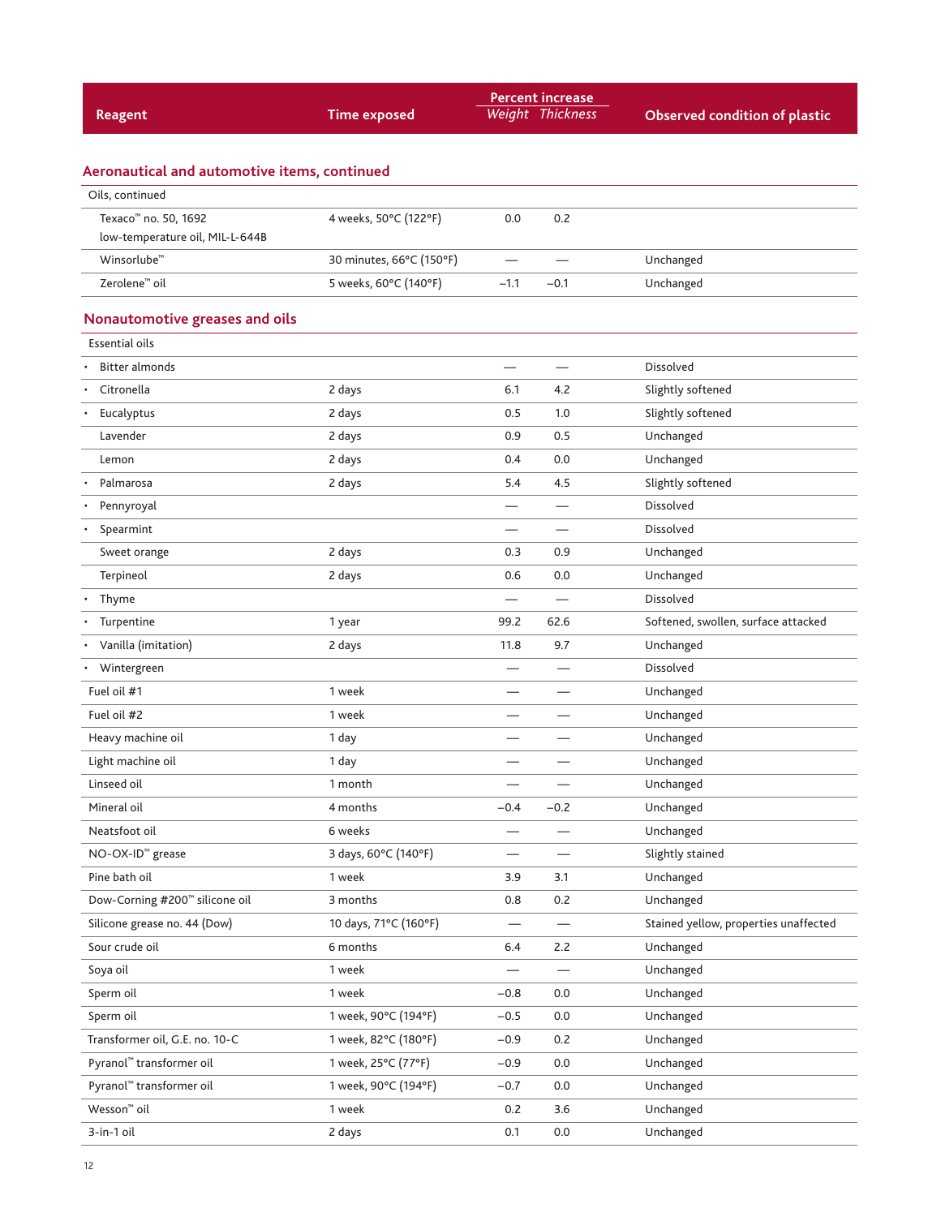| Reagent | Time exposed | Percent increase | | Observed condition of plastic |
|---|---|---|---|---|
| | | Weight | Thickness | |
| **Aeronautical and automotive items, continued** | | | | |
| Oils, continued | | | | |
| Texaco™ no. 50, 1692 low-temperature oil, MIL-L-644B | 4 weeks, 50°C (122°F) | 0.0 | 0.2 | |
| Winsorlube™ | 30 minutes, 66°C (150°F) | — | — | Unchanged |
| Zerolene™ oil | 5 weeks, 60°C (140°F) | −1.1 | −0.1 | Unchanged |
| **Nonautomotive greases and oils** | | | | |
| Essential oils | | | | |
| • Bitter almonds | | — | — | Dissolved |
| • Citronella | 2 days | 6.1 | 4.2 | Slightly softened |
| • Eucalyptus | 2 days | 0.5 | 1.0 | Slightly softened |
| Lavender | 2 days | 0.9 | 0.5 | Unchanged |
| Lemon | 2 days | 0.4 | 0.0 | Unchanged |
| • Palmarosa | 2 days | 5.4 | 4.5 | Slightly softened |
| • Pennyroyal | | — | — | Dissolved |
| • Spearmint | | — | — | Dissolved |
| Sweet orange | 2 days | 0.3 | 0.9 | Unchanged |
| Terpineol | 2 days | 0.6 | 0.0 | Unchanged |
| • Thyme | | — | — | Dissolved |
| • Turpentine | 1 year | 99.2 | 62.6 | Softened, swollen, surface attacked |
| • Vanilla (imitation) | 2 days | 11.8 | 9.7 | Unchanged |
| • Wintergreen | | — | — | Dissolved |
| Fuel oil #1 | 1 week | — | — | Unchanged |
| Fuel oil #2 | 1 week | — | — | Unchanged |
| Heavy machine oil | 1 day | — | — | Unchanged |
| Light machine oil | 1 day | — | — | Unchanged |
| Linseed oil | 1 month | — | — | Unchanged |
| Mineral oil | 4 months | −0.4 | −0.2 | Unchanged |
| Neatsfoot oil | 6 weeks | — | — | Unchanged |
| NO-OX-ID™ grease | 3 days, 60°C (140°F) | — | — | Slightly stained |
| Pine bath oil | 1 week | 3.9 | 3.1 | Unchanged |
| Dow-Corning #200™ silicone oil | 3 months | 0.8 | 0.2 | Unchanged |
| Silicone grease no. 44 (Dow) | 10 days, 71°C (160°F) | — | — | Stained yellow, properties unaffected |
| Sour crude oil | 6 months | 6.4 | 2.2 | Unchanged |
| Soya oil | 1 week | — | — | Unchanged |
| Sperm oil | 1 week | −0.8 | 0.0 | Unchanged |
| Sperm oil | 1 week, 90°C (194°F) | −0.5 | 0.0 | Unchanged |
| Transformer oil, G.E. no. 10-C | 1 week, 82°C (180°F) | −0.9 | 0.2 | Unchanged |
| Pyranol™ transformer oil | 1 week, 25°C (77°F) | −0.9 | 0.0 | Unchanged |
| Pyranol™ transformer oil | 1 week, 90°C (194°F) | −0.7 | 0.0 | Unchanged |
| Wesson™ oil | 1 week | 0.2 | 3.6 | Unchanged |
| 3-in-1 oil | 2 days | 0.1 | 0.0 | Unchanged |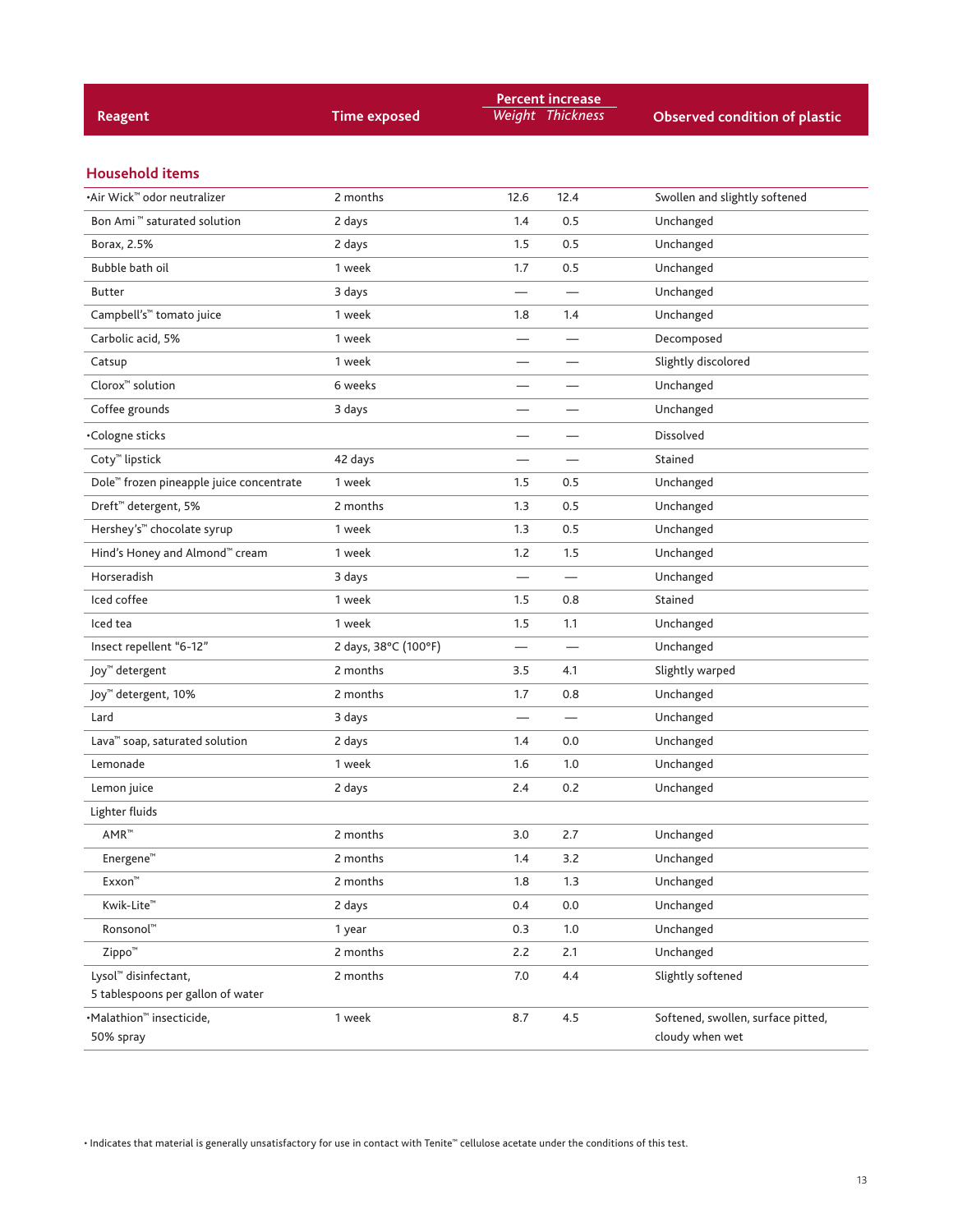| Reagent | Time exposed | Percent increase | | Observed condition of plastic |
|---|---|---|---|---|
| | | Weight | Thickness | |
| **Household items** | | | | |
| •Air Wick™ odor neutralizer | 2 months | 12.6 | 12.4 | Swollen and slightly softened |
| Bon Ami ™ saturated solution | 2 days | 1.4 | 0.5 | Unchanged |
| Borax, 2.5% | 2 days | 1.5 | 0.5 | Unchanged |
| Bubble bath oil | 1 week | 1.7 | 0.5 | Unchanged |
| Butter | 3 days | — | — | Unchanged |
| Campbell's™ tomato juice | 1 week | 1.8 | 1.4 | Unchanged |
| Carbolic acid, 5% | 1 week | — | — | Decomposed |
| Catsup | 1 week | — | — | Slightly discolored |
| Clorox™ solution | 6 weeks | — | — | Unchanged |
| Coffee grounds | 3 days | — | — | Unchanged |
| •Cologne sticks | | — | — | Dissolved |
| Coty™ lipstick | 42 days | — | — | Stained |
| Dole™ frozen pineapple juice concentrate | 1 week | 1.5 | 0.5 | Unchanged |
| Dreft™ detergent, 5% | 2 months | 1.3 | 0.5 | Unchanged |
| Hershey's™ chocolate syrup | 1 week | 1.3 | 0.5 | Unchanged |
| Hind's Honey and Almond™ cream | 1 week | 1.2 | 1.5 | Unchanged |
| Horseradish | 3 days | — | — | Unchanged |
| Iced coffee | 1 week | 1.5 | 0.8 | Stained |
| Iced tea | 1 week | 1.5 | 1.1 | Unchanged |
| Insect repellent "6-12" | 2 days, 38°C (100°F) | — | — | Unchanged |
| Joy™ detergent | 2 months | 3.5 | 4.1 | Slightly warped |
| Joy™ detergent, 10% | 2 months | 1.7 | 0.8 | Unchanged |
| Lard | 3 days | — | — | Unchanged |
| Lava™ soap, saturated solution | 2 days | 1.4 | 0.0 | Unchanged |
| Lemonade | 1 week | 1.6 | 1.0 | Unchanged |
| Lemon juice | 2 days | 2.4 | 0.2 | Unchanged |
| Lighter fluids | | | | |
| AMR™ | 2 months | 3.0 | 2.7 | Unchanged |
| Energene™ | 2 months | 1.4 | 3.2 | Unchanged |
| Exxon™ | 2 months | 1.8 | 1.3 | Unchanged |
| Kwik-Lite™ | 2 days | 0.4 | 0.0 | Unchanged |
| Ronsonol™ | 1 year | 0.3 | 1.0 | Unchanged |
| Zippo™ | 2 months | 2.2 | 2.1 | Unchanged |
| Lysol™ disinfectant, 5 tablespoons per gallon of water | 2 months | 7.0 | 4.4 | Slightly softened |
| •Malathion™ insecticide, 50% spray | 1 week | 8.7 | 4.5 | Softened, swollen, surface pitted, cloudy when wet |

• Indicates that material is generally unsatisfactory for use in contact with Tenite™ cellulose acetate under the conditions of this test.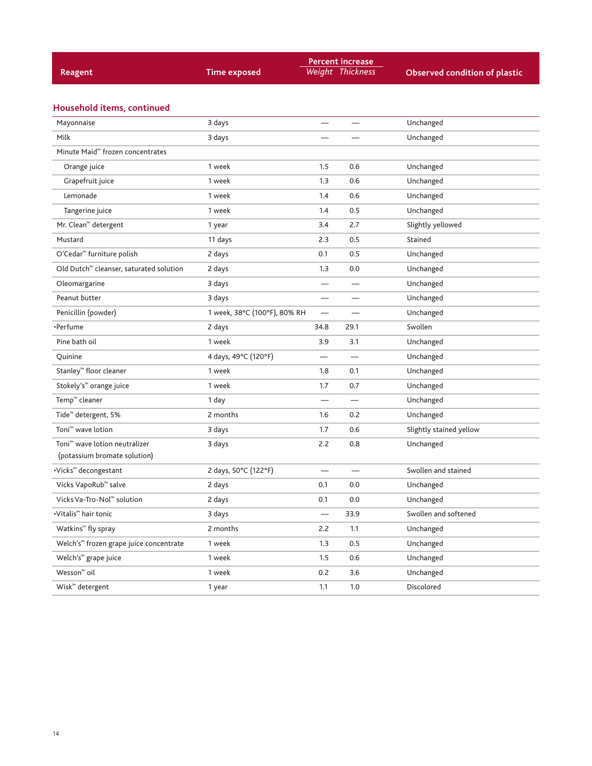| Reagent | Time exposed | Percent increase | | Observed condition of plastic |
|---|---|---|---|---|
| | | *Weight* | *Thickness* | |
| **Household items, continued** | | | | |
| Mayonnaise | 3 days | — | — | Unchanged |
| Milk | 3 days | — | — | Unchanged |
| Minute Maid™ frozen concentrates | | | | |
| Orange juice | 1 week | 1.5 | 0.6 | Unchanged |
| Grapefruit juice | 1 week | 1.3 | 0.6 | Unchanged |
| Lemonade | 1 week | 1.4 | 0.6 | Unchanged |
| Tangerine juice | 1 week | 1.4 | 0.5 | Unchanged |
| Mr. Clean™ detergent | 1 year | 3.4 | 2.7 | Slightly yellowed |
| Mustard | 11 days | 2.3 | 0.5 | Stained |
| O'Cedar™ furniture polish | 2 days | 0.1 | 0.5 | Unchanged |
| Old Dutch™ cleanser, saturated solution | 2 days | 1.3 | 0.0 | Unchanged |
| Oleomargarine | 3 days | — | — | Unchanged |
| Peanut butter | 3 days | — | — | Unchanged |
| Penicillin (powder) | 1 week, 38°C (100°F), 80% RH | — | — | Unchanged |
| •Perfume | 2 days | 34.8 | 29.1 | Swollen |
| Pine bath oil | 1 week | 3.9 | 3.1 | Unchanged |
| Quinine | 4 days, 49°C (120°F) | — | — | Unchanged |
| Stanley™ floor cleaner | 1 week | 1.8 | 0.1 | Unchanged |
| Stokely's™ orange juice | 1 week | 1.7 | 0.7 | Unchanged |
| Temp™ cleaner | 1 day | — | — | Unchanged |
| Tide™ detergent, 5% | 2 months | 1.6 | 0.2 | Unchanged |
| Toni™ wave lotion | 3 days | 1.7 | 0.6 | Slightly stained yellow |
| Toni™ wave lotion neutralizer (potassium bromate solution) | 3 days | 2.2 | 0.8 | Unchanged |
| •Vicks™ decongestant | 2 days, 50°C (122°F) | — | — | Swollen and stained |
| Vicks VapoRub™ salve | 2 days | 0.1 | 0.0 | Unchanged |
| Vicks Va-Tro-Nol™ solution | 2 days | 0.1 | 0.0 | Unchanged |
| •Vitalis™ hair tonic | 3 days | — | 33.9 | Swollen and softened |
| Watkins™ fly spray | 2 months | 2.2 | 1.1 | Unchanged |
| Welch's™ frozen grape juice concentrate | 1 week | 1.3 | 0.5 | Unchanged |
| Welch's™ grape juice | 1 week | 1.5 | 0.6 | Unchanged |
| Wesson™ oil | 1 week | 0.2 | 3.6 | Unchanged |
| Wisk™ detergent | 1 year | 1.1 | 1.0 | Discolored |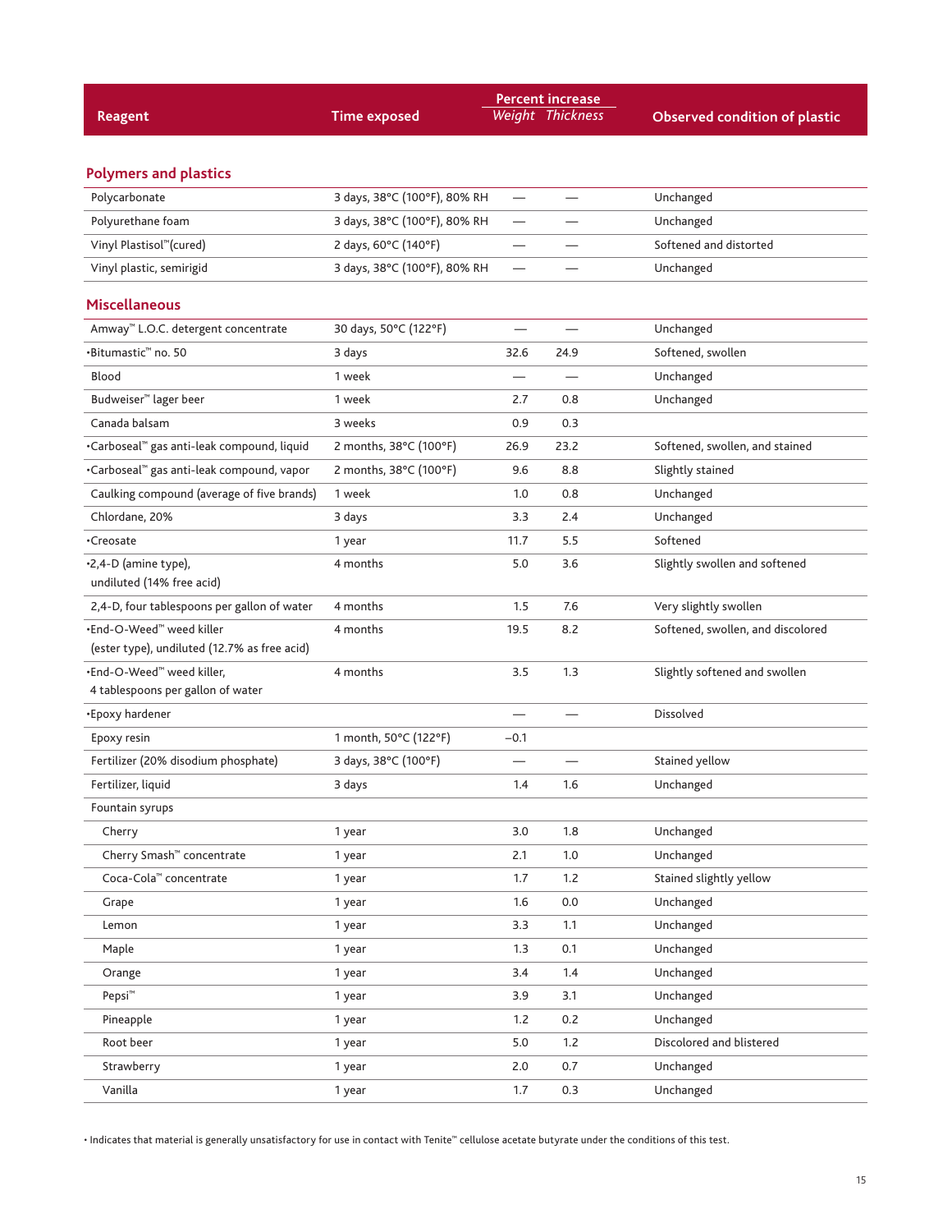| Reagent | Time exposed | Percent increase | | Observed condition of plastic |
|---|---|---|---|---|
| | | *Weight* | *Thickness* | |
| **Polymers and plastics** | | | | |
| Polycarbonate | 3 days, 38°C (100°F), 80% RH | — | — | Unchanged |
| Polyurethane foam | 3 days, 38°C (100°F), 80% RH | — | — | Unchanged |
| Vinyl Plastisol™(cured) | 2 days, 60°C (140°F) | — | — | Softened and distorted |
| Vinyl plastic, semirigid | 3 days, 38°C (100°F), 80% RH | — | — | Unchanged |
| **Miscellaneous** | | | | |
| Amway™ L.O.C. detergent concentrate | 30 days, 50°C (122°F) | — | — | Unchanged |
| •Bitumastic™ no. 50 | 3 days | 32.6 | 24.9 | Softened, swollen |
| Blood | 1 week | — | — | Unchanged |
| Budweiser™ lager beer | 1 week | 2.7 | 0.8 | Unchanged |
| Canada balsam | 3 weeks | 0.9 | 0.3 | |
| •Carboseal™ gas anti-leak compound, liquid | 2 months, 38°C (100°F) | 26.9 | 23.2 | Softened, swollen, and stained |
| •Carboseal™ gas anti-leak compound, vapor | 2 months, 38°C (100°F) | 9.6 | 8.8 | Slightly stained |
| Caulking compound (average of five brands) | 1 week | 1.0 | 0.8 | Unchanged |
| Chlordane, 20% | 3 days | 3.3 | 2.4 | Unchanged |
| •Creosate | 1 year | 11.7 | 5.5 | Softened |
| •2,4-D (amine type), undiluted (14% free acid) | 4 months | 5.0 | 3.6 | Slightly swollen and softened |
| 2,4-D, four tablespoons per gallon of water | 4 months | 1.5 | 7.6 | Very slightly swollen |
| •End-O-Weed™ weed killer (ester type), undiluted (12.7% as free acid) | 4 months | 19.5 | 8.2 | Softened, swollen, and discolored |
| •End-O-Weed™ weed killer, 4 tablespoons per gallon of water | 4 months | 3.5 | 1.3 | Slightly softened and swollen |
| •Epoxy hardener | | — | — | Dissolved |
| Epoxy resin | 1 month, 50°C (122°F) | −0.1 | | |
| Fertilizer (20% disodium phosphate) | 3 days, 38°C (100°F) | — | — | Stained yellow |
| Fertilizer, liquid | 3 days | 1.4 | 1.6 | Unchanged |
| Fountain syrups | | | | |
| Cherry | 1 year | 3.0 | 1.8 | Unchanged |
| Cherry Smash™ concentrate | 1 year | 2.1 | 1.0 | Unchanged |
| Coca-Cola™ concentrate | 1 year | 1.7 | 1.2 | Stained slightly yellow |
| Grape | 1 year | 1.6 | 0.0 | Unchanged |
| Lemon | 1 year | 3.3 | 1.1 | Unchanged |
| Maple | 1 year | 1.3 | 0.1 | Unchanged |
| Orange | 1 year | 3.4 | 1.4 | Unchanged |
| Pepsi™ | 1 year | 3.9 | 3.1 | Unchanged |
| Pineapple | 1 year | 1.2 | 0.2 | Unchanged |
| Root beer | 1 year | 5.0 | 1.2 | Discolored and blistered |
| Strawberry | 1 year | 2.0 | 0.7 | Unchanged |
| Vanilla | 1 year | 1.7 | 0.3 | Unchanged |

• Indicates that material is generally unsatisfactory for use in contact with Tenite™ cellulose acetate butyrate under the conditions of this test.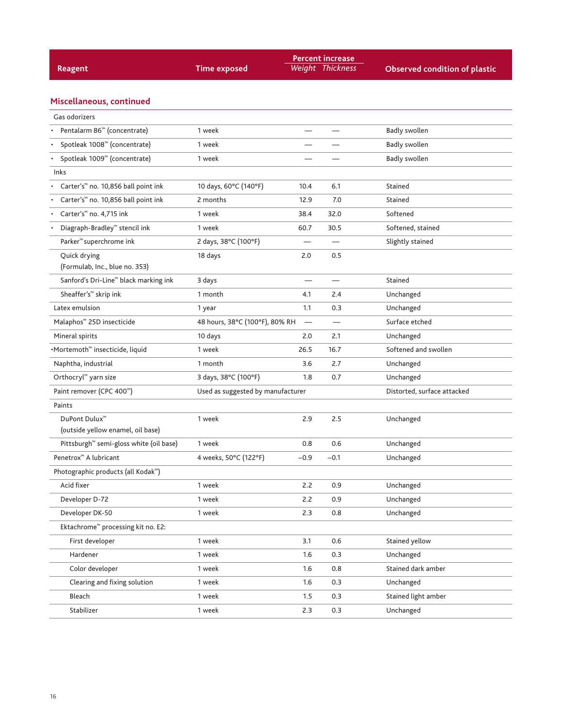| Reagent | Time exposed | Percent increase | | Observed condition of plastic |
|---|---|---|---|---|
| | | Weight | Thickness | |

## Miscellaneous, continued

| Reagent | Time exposed | Weight | Thickness | Observed condition of plastic |
|---|---|---|---|---|
| Gas odorizers | | | | |
| • Pentalarm 86™ (concentrate) | 1 week | — | — | Badly swollen |
| • Spotleak 1008™ (concentrate) | 1 week | — | — | Badly swollen |
| • Spotleak 1009™ (concentrate) | 1 week | — | — | Badly swollen |
| Inks | | | | |
| • Carter's™ no. 10,856 ball point ink | 10 days, 60°C (140°F) | 10.4 | 6.1 | Stained |
| • Carter's™ no. 10,856 ball point ink | 2 months | 12.9 | 7.0 | Stained |
| • Carter's™ no. 4,715 ink | 1 week | 38.4 | 32.0 | Softened |
| • Diagraph-Bradley™ stencil ink | 1 week | 60.7 | 30.5 | Softened, stained |
| Parker™ superchrome ink | 2 days, 38°C (100°F) | — | — | Slightly stained |
| Quick drying (Formulab, Inc., blue no. 353) | 18 days | 2.0 | 0.5 | |
| Sanford's Dri-Line™ black marking ink | 3 days | — | — | Stained |
| Sheaffer's™ skrip ink | 1 month | 4.1 | 2.4 | Unchanged |
| Latex emulsion | 1 year | 1.1 | 0.3 | Unchanged |
| Malaphos™ 25D insecticide | 48 hours, 38°C (100°F), 80% RH | — | — | Surface etched |
| Mineral spirits | 10 days | 2.0 | 2.1 | Unchanged |
| •Mortemoth™ insecticide, liquid | 1 week | 26.5 | 16.7 | Softened and swollen |
| Naphtha, industrial | 1 month | 3.6 | 2.7 | Unchanged |
| Orthocryl™ yarn size | 3 days, 38°C (100°F) | 1.8 | 0.7 | Unchanged |
| Paint remover (CPC 400™) | Used as suggested by manufacturer | | | Distorted, surface attacked |
| Paints | | | | |
| DuPont Dulux™ (outside yellow enamel, oil base) | 1 week | 2.9 | 2.5 | Unchanged |
| Pittsburgh™ semi-gloss white (oil base) | 1 week | 0.8 | 0.6 | Unchanged |
| Penetrox™ A lubricant | 4 weeks, 50°C (122°F) | −0.9 | −0.1 | Unchanged |
| Photographic products (all Kodak™) | | | | |
| Acid fixer | 1 week | 2.2 | 0.9 | Unchanged |
| Developer D-72 | 1 week | 2.2 | 0.9 | Unchanged |
| Developer DK-50 | 1 week | 2.3 | 0.8 | Unchanged |
| Ektachrome™ processing kit no. E2: | | | | |
| First developer | 1 week | 3.1 | 0.6 | Stained yellow |
| Hardener | 1 week | 1.6 | 0.3 | Unchanged |
| Color developer | 1 week | 1.6 | 0.8 | Stained dark amber |
| Clearing and fixing solution | 1 week | 1.6 | 0.3 | Unchanged |
| Bleach | 1 week | 1.5 | 0.3 | Stained light amber |
| Stabilizer | 1 week | 2.3 | 0.3 | Unchanged |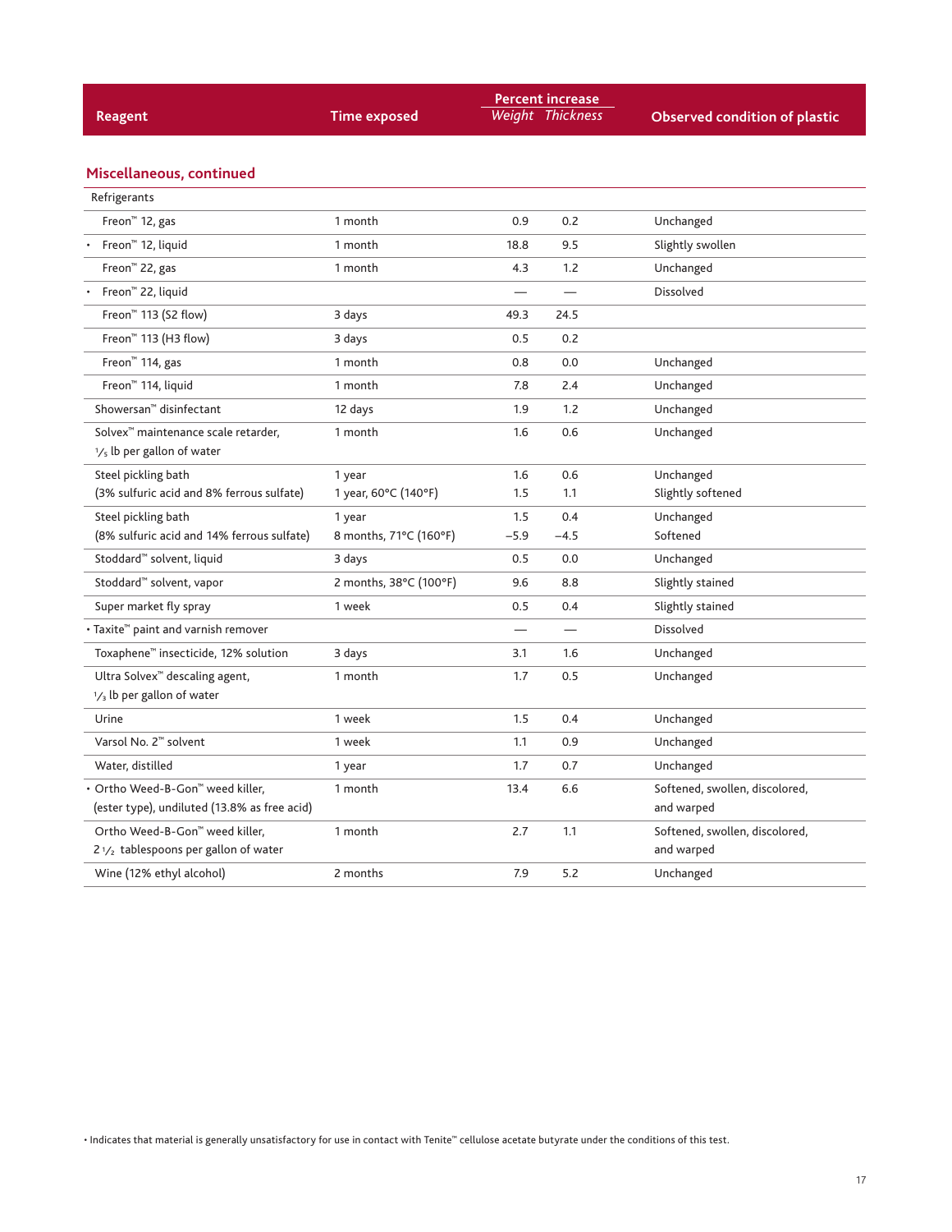| Reagent | Time exposed | Percent increase Weight | Percent increase Thickness | Observed condition of plastic |
|---|---|---|---|---|
| **Miscellaneous, continued** | | | | |
| Refrigerants | | | | |
| Freon™ 12, gas | 1 month | 0.9 | 0.2 | Unchanged |
| • Freon™ 12, liquid | 1 month | 18.8 | 9.5 | Slightly swollen |
| Freon™ 22, gas | 1 month | 4.3 | 1.2 | Unchanged |
| • Freon™ 22, liquid | | — | — | Dissolved |
| Freon™ 113 (S2 flow) | 3 days | 49.3 | 24.5 | |
| Freon™ 113 (H3 flow) | 3 days | 0.5 | 0.2 | |
| Freon™ 114, gas | 1 month | 0.8 | 0.0 | Unchanged |
| Freon™ 114, liquid | 1 month | 7.8 | 2.4 | Unchanged |
| Showersan™ disinfectant | 12 days | 1.9 | 1.2 | Unchanged |
| Solvex™ maintenance scale retarder, 1/5 lb per gallon of water | 1 month | 1.6 | 0.6 | Unchanged |
| Steel pickling bath (3% sulfuric acid and 8% ferrous sulfate) | 1 year | 1.6 | 0.6 | Unchanged |
| | 1 year, 60°C (140°F) | 1.5 | 1.1 | Slightly softened |
| Steel pickling bath (8% sulfuric acid and 14% ferrous sulfate) | 1 year | 1.5 | 0.4 | Unchanged |
| | 8 months, 71°C (160°F) | −5.9 | −4.5 | Softened |
| Stoddard™ solvent, liquid | 3 days | 0.5 | 0.0 | Unchanged |
| Stoddard™ solvent, vapor | 2 months, 38°C (100°F) | 9.6 | 8.8 | Slightly stained |
| Super market fly spray | 1 week | 0.5 | 0.4 | Slightly stained |
| • Taxite™ paint and varnish remover | | — | — | Dissolved |
| Toxaphene™ insecticide, 12% solution | 3 days | 3.1 | 1.6 | Unchanged |
| Ultra Solvex™ descaling agent, 1/3 lb per gallon of water | 1 month | 1.7 | 0.5 | Unchanged |
| Urine | 1 week | 1.5 | 0.4 | Unchanged |
| Varsol No. 2™ solvent | 1 week | 1.1 | 0.9 | Unchanged |
| Water, distilled | 1 year | 1.7 | 0.7 | Unchanged |
| • Ortho Weed-B-Gon™ weed killer, (ester type), undiluted (13.8% as free acid) | 1 month | 13.4 | 6.6 | Softened, swollen, discolored, and warped |
| Ortho Weed-B-Gon™ weed killer, 2 1/2 tablespoons per gallon of water | 1 month | 2.7 | 1.1 | Softened, swollen, discolored, and warped |
| Wine (12% ethyl alcohol) | 2 months | 7.9 | 5.2 | Unchanged |

• Indicates that material is generally unsatisfactory for use in contact with Tenite™ cellulose acetate butyrate under the conditions of this test.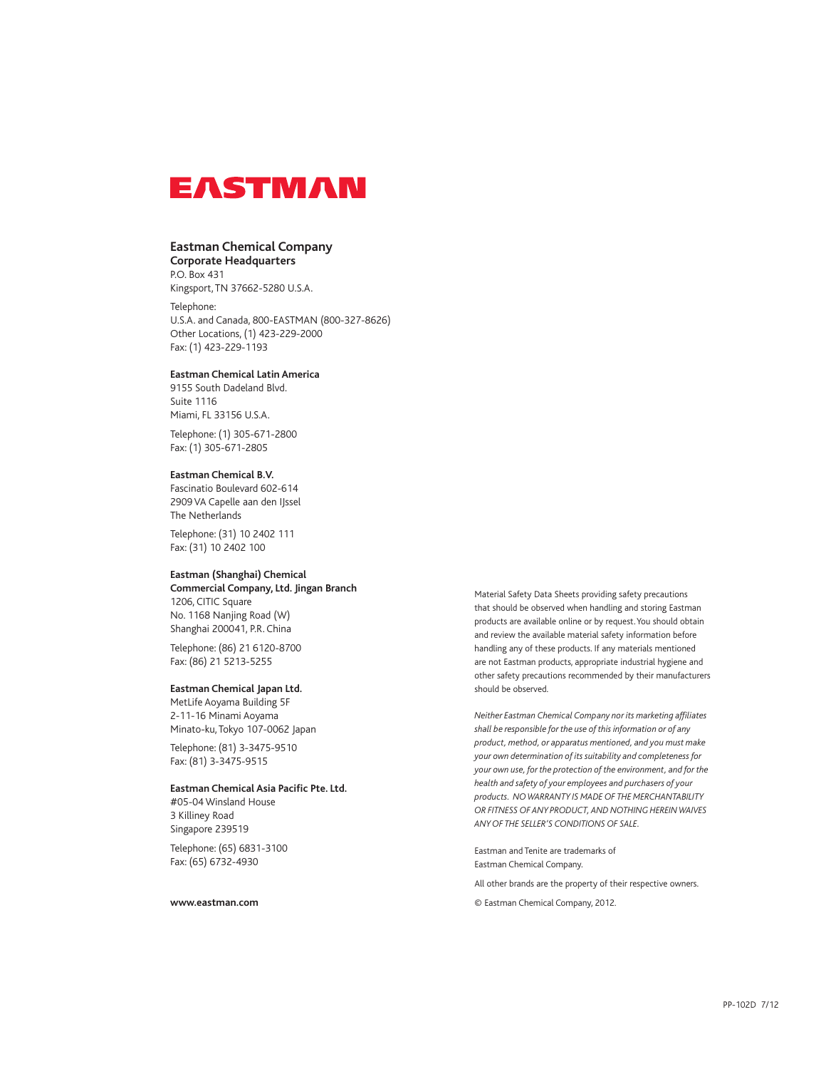# EASTMAN

**Eastman Chemical Company**
**Corporate Headquarters**
P.O. Box 431
Kingsport, TN 37662-5280 U.S.A.

Telephone:
U.S.A. and Canada, 800-EASTMAN (800-327-8626)
Other Locations, (1) 423-229-2000
Fax: (1) 423-229-1193

**Eastman Chemical Latin America**
9155 South Dadeland Blvd.
Suite 1116
Miami, FL 33156 U.S.A.

Telephone: (1) 305-671-2800
Fax: (1) 305-671-2805

**Eastman Chemical B.V.**
Fascinatio Boulevard 602-614
2909 VA Capelle aan den IJssel
The Netherlands

Telephone: (31) 10 2402 111
Fax: (31) 10 2402 100

**Eastman (Shanghai) Chemical Commercial Company, Ltd. Jingan Branch**
1206, CITIC Square
No. 1168 Nanjing Road (W)
Shanghai 200041, P.R. China

Telephone: (86) 21 6120-8700
Fax: (86) 21 5213-5255

**Eastman Chemical Japan Ltd.**
MetLife Aoyama Building 5F
2-11-16 Minami Aoyama
Minato-ku, Tokyo 107-0062 Japan

Telephone: (81) 3-3475-9510
Fax: (81) 3-3475-9515

**Eastman Chemical Asia Pacific Pte. Ltd.**
#05-04 Winsland House
3 Killiney Road
Singapore 239519

Telephone: (65) 6831-3100
Fax: (65) 6732-4930

**www.eastman.com**

Material Safety Data Sheets providing safety precautions that should be observed when handling and storing Eastman products are available online or by request. You should obtain and review the available material safety information before handling any of these products. If any materials mentioned are not Eastman products, appropriate industrial hygiene and other safety precautions recommended by their manufacturers should be observed.

*Neither Eastman Chemical Company nor its marketing affiliates shall be responsible for the use of this information or of any product, method, or apparatus mentioned, and you must make your own determination of its suitability and completeness for your own use, for the protection of the environment, and for the health and safety of your employees and purchasers of your products. NO WARRANTY IS MADE OF THE MERCHANTABILITY OR FITNESS OF ANY PRODUCT, AND NOTHING HEREIN WAIVES ANY OF THE SELLER'S CONDITIONS OF SALE.*

Eastman and Tenite are trademarks of Eastman Chemical Company.

All other brands are the property of their respective owners.

© Eastman Chemical Company, 2012.

PP-102D 7/12